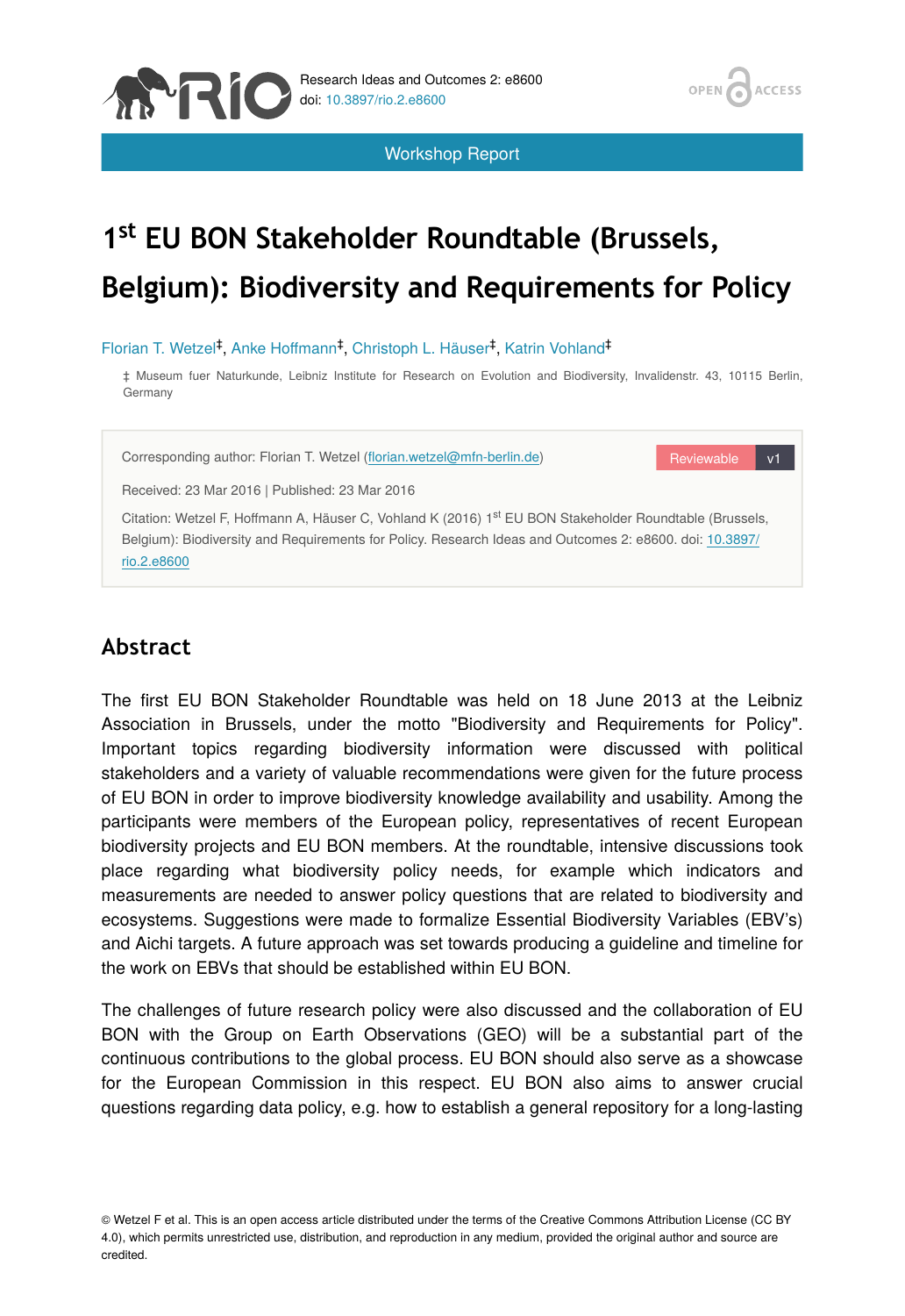Research Ideas and Outcomes 2: e8600
doi: 10.3897/rio.2.e8600

Workshop Report

# 1st EU BON Stakeholder Roundtable (Brussels, Belgium): Biodiversity and Requirements for Policy

Florian T. Wetzel[‡], Anke Hoffmann[‡], Christoph L. Häuser[‡], Katrin Vohland[‡]

‡ Museum fuer Naturkunde, Leibniz Institute for Research on Evolution and Biodiversity, Invalidenstr. 43, 10115 Berlin, Germany

Corresponding author: Florian T. Wetzel (florian.wetzel@mfn-berlin.de)

Reviewable v1

Received: 23 Mar 2016 | Published: 23 Mar 2016

Citation: Wetzel F, Hoffmann A, Häuser C, Vohland K (2016) 1st EU BON Stakeholder Roundtable (Brussels, Belgium): Biodiversity and Requirements for Policy. Research Ideas and Outcomes 2: e8600. doi: 10.3897/rio.2.e8600

## Abstract

The first EU BON Stakeholder Roundtable was held on 18 June 2013 at the Leibniz Association in Brussels, under the motto "Biodiversity and Requirements for Policy". Important topics regarding biodiversity information were discussed with political stakeholders and a variety of valuable recommendations were given for the future process of EU BON in order to improve biodiversity knowledge availability and usability. Among the participants were members of the European policy, representatives of recent European biodiversity projects and EU BON members. At the roundtable, intensive discussions took place regarding what biodiversity policy needs, for example which indicators and measurements are needed to answer policy questions that are related to biodiversity and ecosystems. Suggestions were made to formalize Essential Biodiversity Variables (EBV's) and Aichi targets. A future approach was set towards producing a guideline and timeline for the work on EBVs that should be established within EU BON.

The challenges of future research policy were also discussed and the collaboration of EU BON with the Group on Earth Observations (GEO) will be a substantial part of the continuous contributions to the global process. EU BON should also serve as a showcase for the European Commission in this respect. EU BON also aims to answer crucial questions regarding data policy, e.g. how to establish a general repository for a long-lasting

© Wetzel F et al. This is an open access article distributed under the terms of the Creative Commons Attribution License (CC BY 4.0), which permits unrestricted use, distribution, and reproduction in any medium, provided the original author and source are credited.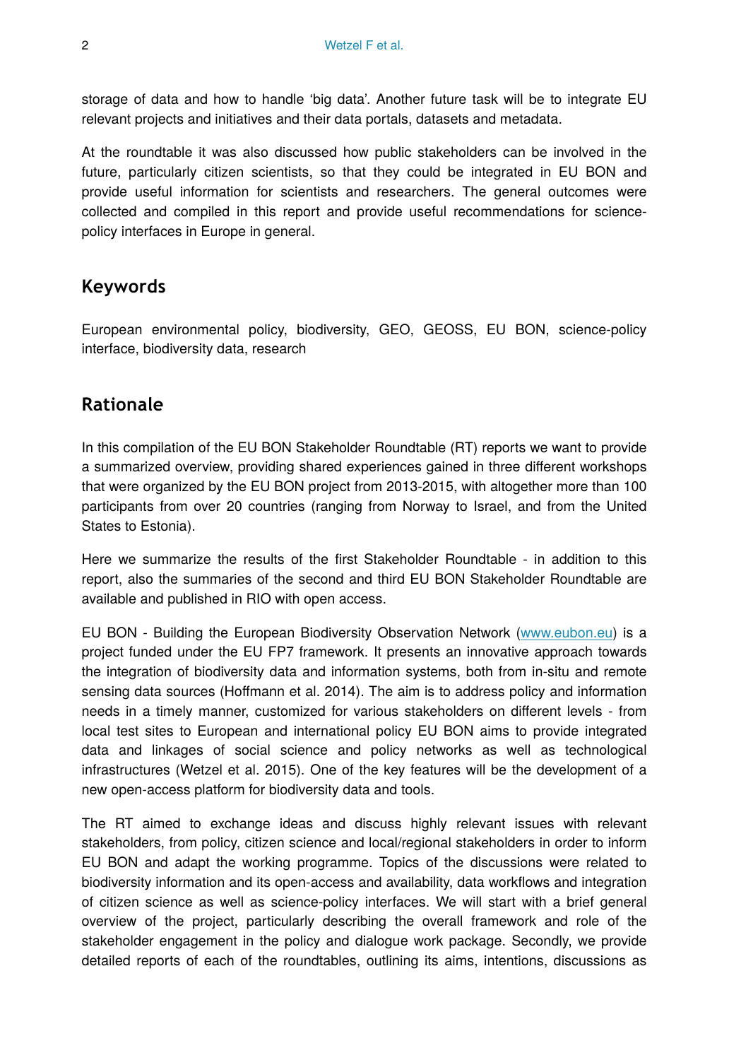storage of data and how to handle 'big data'. Another future task will be to integrate EU relevant projects and initiatives and their data portals, datasets and metadata.

At the roundtable it was also discussed how public stakeholders can be involved in the future, particularly citizen scientists, so that they could be integrated in EU BON and provide useful information for scientists and researchers. The general outcomes were collected and compiled in this report and provide useful recommendations for science-policy interfaces in Europe in general.

## Keywords

European environmental policy, biodiversity, GEO, GEOSS, EU BON, science-policy interface, biodiversity data, research

## Rationale

In this compilation of the EU BON Stakeholder Roundtable (RT) reports we want to provide a summarized overview, providing shared experiences gained in three different workshops that were organized by the EU BON project from 2013-2015, with altogether more than 100 participants from over 20 countries (ranging from Norway to Israel, and from the United States to Estonia).

Here we summarize the results of the first Stakeholder Roundtable - in addition to this report, also the summaries of the second and third EU BON Stakeholder Roundtable are available and published in RIO with open access.

EU BON - Building the European Biodiversity Observation Network ([www.eubon.eu](www.eubon.eu)) is a project funded under the EU FP7 framework. It presents an innovative approach towards the integration of biodiversity data and information systems, both from in-situ and remote sensing data sources (Hoffmann et al. 2014). The aim is to address policy and information needs in a timely manner, customized for various stakeholders on different levels - from local test sites to European and international policy EU BON aims to provide integrated data and linkages of social science and policy networks as well as technological infrastructures (Wetzel et al. 2015). One of the key features will be the development of a new open-access platform for biodiversity data and tools.

The RT aimed to exchange ideas and discuss highly relevant issues with relevant stakeholders, from policy, citizen science and local/regional stakeholders in order to inform EU BON and adapt the working programme. Topics of the discussions were related to biodiversity information and its open-access and availability, data workflows and integration of citizen science as well as science-policy interfaces. We will start with a brief general overview of the project, particularly describing the overall framework and role of the stakeholder engagement in the policy and dialogue work package. Secondly, we provide detailed reports of each of the roundtables, outlining its aims, intentions, discussions as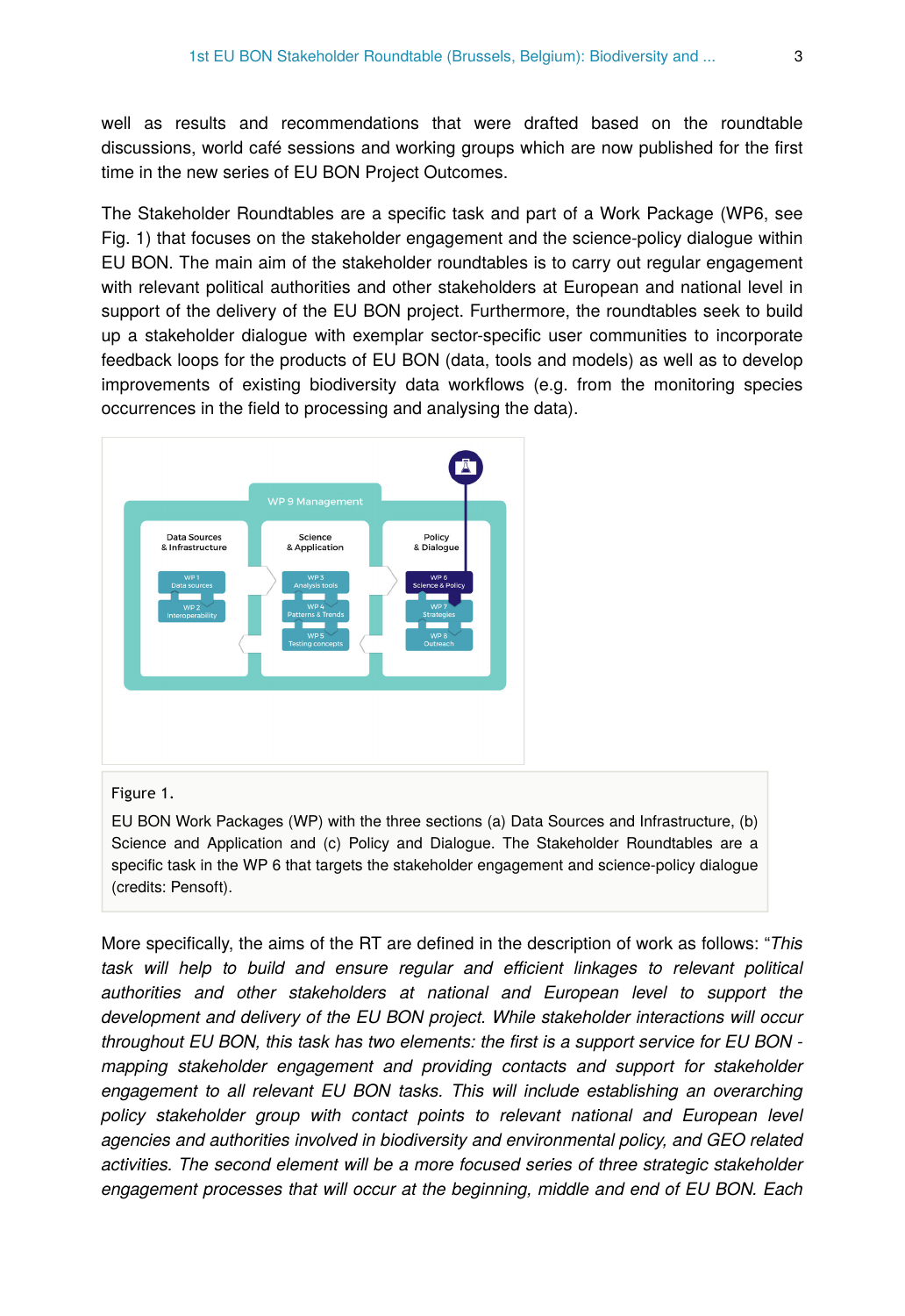well as results and recommendations that were drafted based on the roundtable discussions, world café sessions and working groups which are now published for the first time in the new series of EU BON Project Outcomes.

The Stakeholder Roundtables are a specific task and part of a Work Package (WP6, see Fig. 1) that focuses on the stakeholder engagement and the science-policy dialogue within EU BON. The main aim of the stakeholder roundtables is to carry out regular engagement with relevant political authorities and other stakeholders at European and national level in support of the delivery of the EU BON project. Furthermore, the roundtables seek to build up a stakeholder dialogue with exemplar sector-specific user communities to incorporate feedback loops for the products of EU BON (data, tools and models) as well as to develop improvements of existing biodiversity data workflows (e.g. from the monitoring species occurrences in the field to processing and analysing the data).

Figure 1.

EU BON Work Packages (WP) with the three sections (a) Data Sources and Infrastructure, (b) Science and Application and (c) Policy and Dialogue. The Stakeholder Roundtables are a specific task in the WP 6 that targets the stakeholder engagement and science-policy dialogue (credits: Pensoft).

More specifically, the aims of the RT are defined in the description of work as follows: "*This task will help to build and ensure regular and efficient linkages to relevant political authorities and other stakeholders at national and European level to support the development and delivery of the EU BON project. While stakeholder interactions will occur throughout EU BON, this task has two elements: the first is a support service for EU BON - mapping stakeholder engagement and providing contacts and support for stakeholder engagement to all relevant EU BON tasks. This will include establishing an overarching policy stakeholder group with contact points to relevant national and European level agencies and authorities involved in biodiversity and environmental policy, and GEO related activities. The second element will be a more focused series of three strategic stakeholder engagement processes that will occur at the beginning, middle and end of EU BON. Each*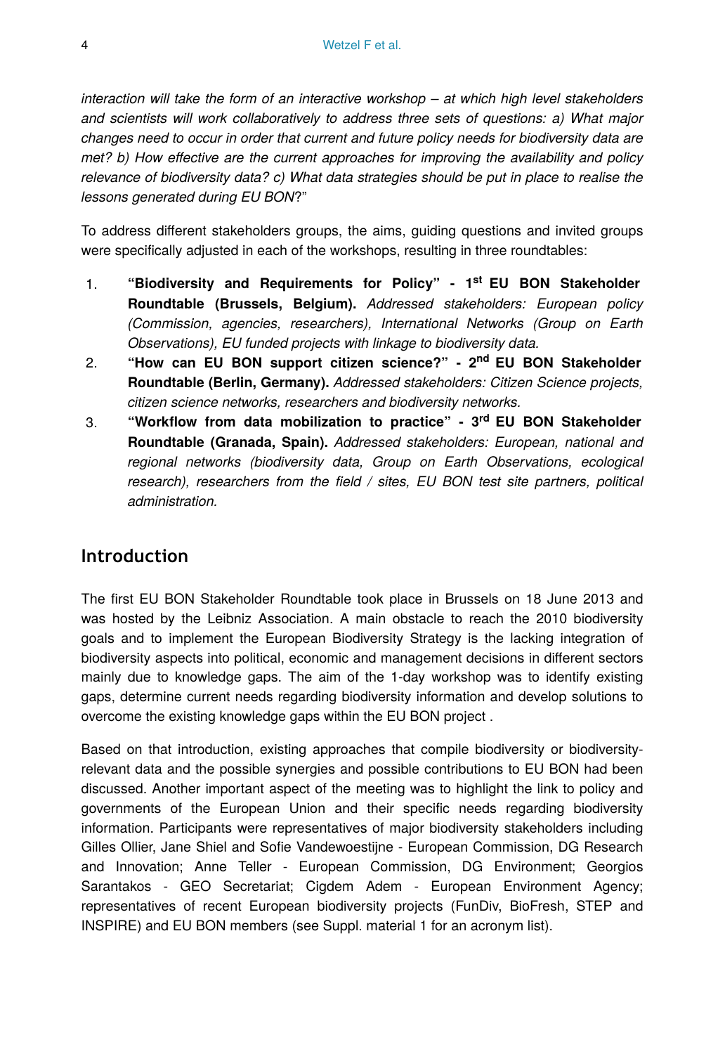*interaction will take the form of an interactive workshop – at which high level stakeholders and scientists will work collaboratively to address three sets of questions: a) What major changes need to occur in order that current and future policy needs for biodiversity data are met? b) How effective are the current approaches for improving the availability and policy relevance of biodiversity data? c) What data strategies should be put in place to realise the lessons generated during EU BON*?"

To address different stakeholders groups, the aims, guiding questions and invited groups were specifically adjusted in each of the workshops, resulting in three roundtables:

1. **"Biodiversity and Requirements for Policy" - 1st EU BON Stakeholder Roundtable (Brussels, Belgium).** *Addressed stakeholders: European policy (Commission, agencies, researchers), International Networks (Group on Earth Observations), EU funded projects with linkage to biodiversity data.*
2. **"How can EU BON support citizen science?" - 2nd EU BON Stakeholder Roundtable (Berlin, Germany).** *Addressed stakeholders: Citizen Science projects, citizen science networks, researchers and biodiversity networks*.
3. **"Workflow from data mobilization to practice" - 3rd EU BON Stakeholder Roundtable (Granada, Spain).** *Addressed stakeholders: European, national and regional networks (biodiversity data, Group on Earth Observations, ecological research), researchers from the field / sites, EU BON test site partners, political administration.*

## Introduction

The first EU BON Stakeholder Roundtable took place in Brussels on 18 June 2013 and was hosted by the Leibniz Association. A main obstacle to reach the 2010 biodiversity goals and to implement the European Biodiversity Strategy is the lacking integration of biodiversity aspects into political, economic and management decisions in different sectors mainly due to knowledge gaps. The aim of the 1-day workshop was to identify existing gaps, determine current needs regarding biodiversity information and develop solutions to overcome the existing knowledge gaps within the EU BON project .

Based on that introduction, existing approaches that compile biodiversity or biodiversity-relevant data and the possible synergies and possible contributions to EU BON had been discussed. Another important aspect of the meeting was to highlight the link to policy and governments of the European Union and their specific needs regarding biodiversity information. Participants were representatives of major biodiversity stakeholders including Gilles Ollier, Jane Shiel and Sofie Vandewoestijne - European Commission, DG Research and Innovation; Anne Teller - European Commission, DG Environment; Georgios Sarantakos - GEO Secretariat; Cigdem Adem - European Environment Agency; representatives of recent European biodiversity projects (FunDiv, BioFresh, STEP and INSPIRE) and EU BON members (see Suppl. material 1 for an acronym list).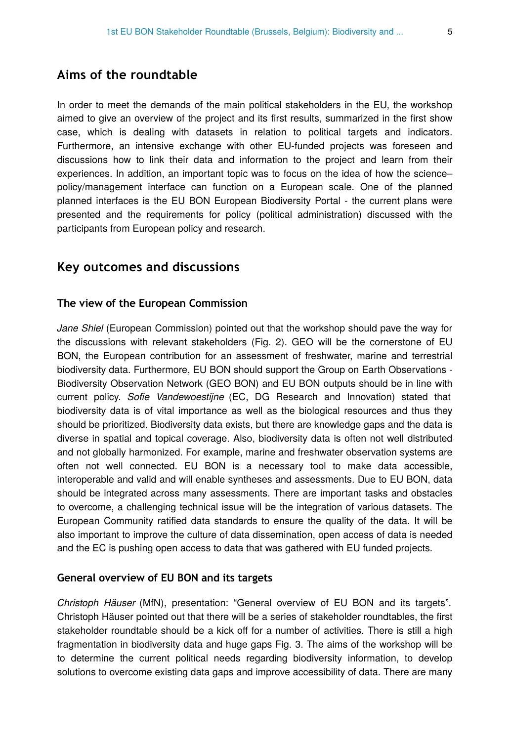## Aims of the roundtable

In order to meet the demands of the main political stakeholders in the EU, the workshop aimed to give an overview of the project and its first results, summarized in the first show case, which is dealing with datasets in relation to political targets and indicators. Furthermore, an intensive exchange with other EU-funded projects was foreseen and discussions how to link their data and information to the project and learn from their experiences. In addition, an important topic was to focus on the idea of how the science–policy/management interface can function on a European scale. One of the planned planned interfaces is the EU BON European Biodiversity Portal - the current plans were presented and the requirements for policy (political administration) discussed with the participants from European policy and research.

## Key outcomes and discussions

### The view of the European Commission

*Jane Shiel* (European Commission) pointed out that the workshop should pave the way for the discussions with relevant stakeholders (Fig. 2). GEO will be the cornerstone of EU BON, the European contribution for an assessment of freshwater, marine and terrestrial biodiversity data. Furthermore, EU BON should support the Group on Earth Observations - Biodiversity Observation Network (GEO BON) and EU BON outputs should be in line with current policy. *Sofie Vandewoestijne* (EC, DG Research and Innovation) stated that biodiversity data is of vital importance as well as the biological resources and thus they should be prioritized. Biodiversity data exists, but there are knowledge gaps and the data is diverse in spatial and topical coverage. Also, biodiversity data is often not well distributed and not globally harmonized. For example, marine and freshwater observation systems are often not well connected. EU BON is a necessary tool to make data accessible, interoperable and valid and will enable syntheses and assessments. Due to EU BON, data should be integrated across many assessments. There are important tasks and obstacles to overcome, a challenging technical issue will be the integration of various datasets. The European Community ratified data standards to ensure the quality of the data. It will be also important to improve the culture of data dissemination, open access of data is needed and the EC is pushing open access to data that was gathered with EU funded projects.

### General overview of EU BON and its targets

*Christoph Häuser* (MfN), presentation: "General overview of EU BON and its targets". Christoph Häuser pointed out that there will be a series of stakeholder roundtables, the first stakeholder roundtable should be a kick off for a number of activities. There is still a high fragmentation in biodiversity data and huge gaps Fig. 3. The aims of the workshop will be to determine the current political needs regarding biodiversity information, to develop solutions to overcome existing data gaps and improve accessibility of data. There are many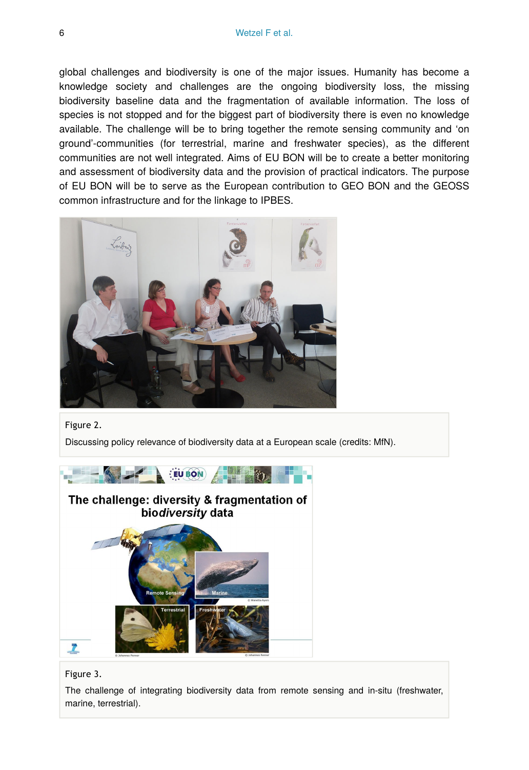global challenges and biodiversity is one of the major issues. Humanity has become a knowledge society and challenges are the ongoing biodiversity loss, the missing biodiversity baseline data and the fragmentation of available information. The loss of species is not stopped and for the biggest part of biodiversity there is even no knowledge available. The challenge will be to bring together the remote sensing community and 'on ground'-communities (for terrestrial, marine and freshwater species), as the different communities are not well integrated. Aims of EU BON will be to create a better monitoring and assessment of biodiversity data and the provision of practical indicators. The purpose of EU BON will be to serve as the European contribution to GEO BON and the GEOSS common infrastructure and for the linkage to IPBES.

Figure 2.

Discussing policy relevance of biodiversity data at a European scale (credits: MfN).

Figure 3.

The challenge of integrating biodiversity data from remote sensing and in-situ (freshwater, marine, terrestrial).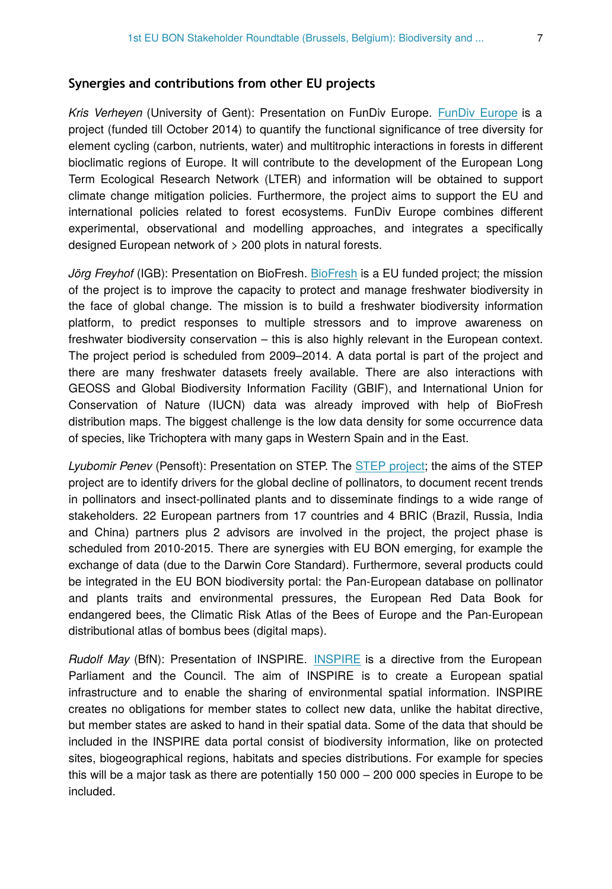### Synergies and contributions from other EU projects

*Kris Verheyen* (University of Gent): Presentation on FunDiv Europe. FunDiv Europe is a project (funded till October 2014) to quantify the functional significance of tree diversity for element cycling (carbon, nutrients, water) and multitrophic interactions in forests in different bioclimatic regions of Europe. It will contribute to the development of the European Long Term Ecological Research Network (LTER) and information will be obtained to support climate change mitigation policies. Furthermore, the project aims to support the EU and international policies related to forest ecosystems. FunDiv Europe combines different experimental, observational and modelling approaches, and integrates a specifically designed European network of > 200 plots in natural forests.

*Jörg Freyhof* (IGB): Presentation on BioFresh. BioFresh is a EU funded project; the mission of the project is to improve the capacity to protect and manage freshwater biodiversity in the face of global change. The mission is to build a freshwater biodiversity information platform, to predict responses to multiple stressors and to improve awareness on freshwater biodiversity conservation – this is also highly relevant in the European context. The project period is scheduled from 2009–2014. A data portal is part of the project and there are many freshwater datasets freely available. There are also interactions with GEOSS and Global Biodiversity Information Facility (GBIF), and International Union for Conservation of Nature (IUCN) data was already improved with help of BioFresh distribution maps. The biggest challenge is the low data density for some occurrence data of species, like Trichoptera with many gaps in Western Spain and in the East.

*Lyubomir Penev* (Pensoft): Presentation on STEP. The STEP project; the aims of the STEP project are to identify drivers for the global decline of pollinators, to document recent trends in pollinators and insect-pollinated plants and to disseminate findings to a wide range of stakeholders. 22 European partners from 17 countries and 4 BRIC (Brazil, Russia, India and China) partners plus 2 advisors are involved in the project, the project phase is scheduled from 2010-2015. There are synergies with EU BON emerging, for example the exchange of data (due to the Darwin Core Standard). Furthermore, several products could be integrated in the EU BON biodiversity portal: the Pan-European database on pollinator and plants traits and environmental pressures, the European Red Data Book for endangered bees, the Climatic Risk Atlas of the Bees of Europe and the Pan-European distributional atlas of bombus bees (digital maps).

*Rudolf May* (BfN): Presentation of INSPIRE. INSPIRE is a directive from the European Parliament and the Council. The aim of INSPIRE is to create a European spatial infrastructure and to enable the sharing of environmental spatial information. INSPIRE creates no obligations for member states to collect new data, unlike the habitat directive, but member states are asked to hand in their spatial data. Some of the data that should be included in the INSPIRE data portal consist of biodiversity information, like on protected sites, biogeographical regions, habitats and species distributions. For example for species this will be a major task as there are potentially 150 000 – 200 000 species in Europe to be included.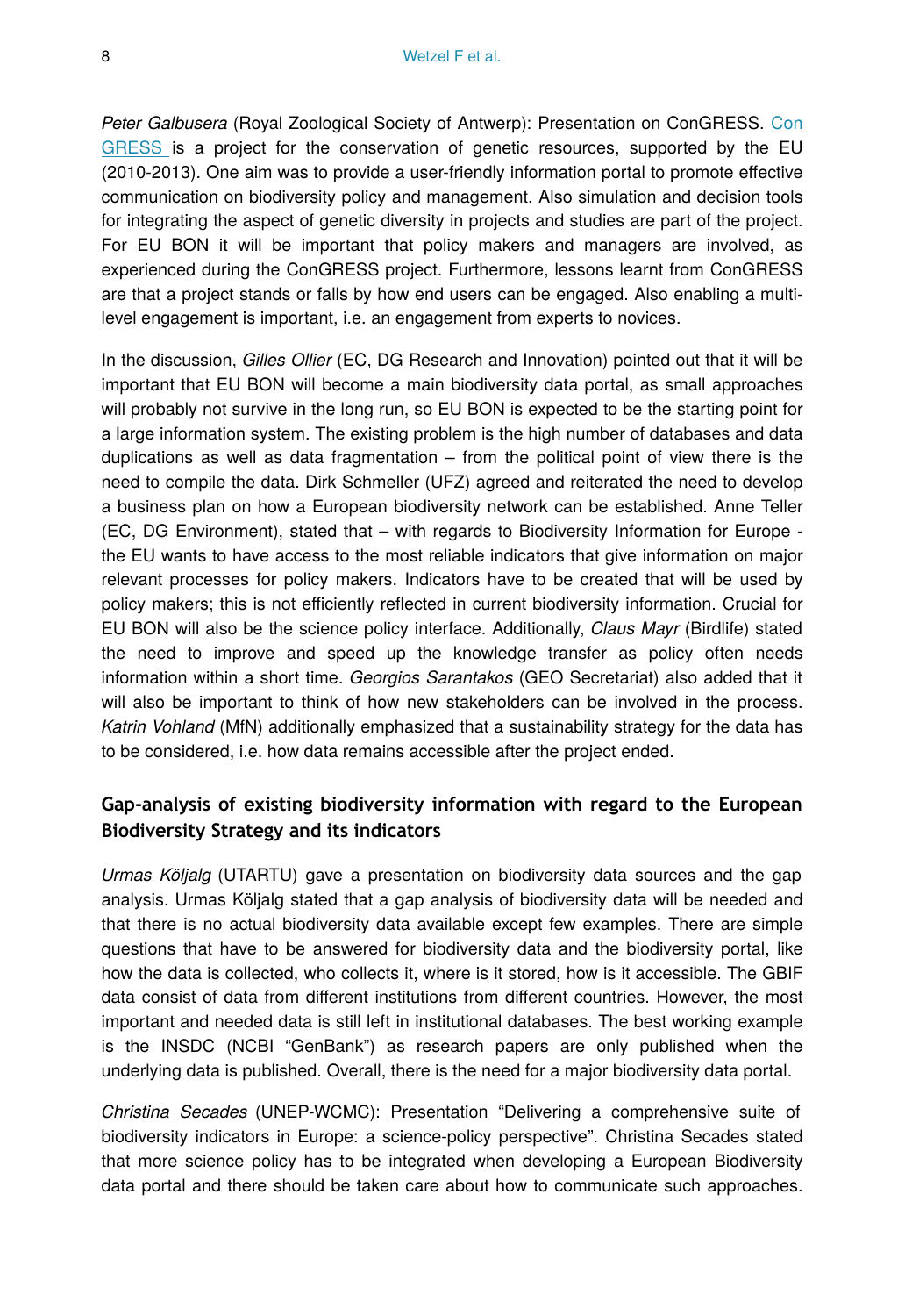*Peter Galbusera* (Royal Zoological Society of Antwerp): Presentation on ConGRESS. [Con GRESS](#) is a project for the conservation of genetic resources, supported by the EU (2010-2013). One aim was to provide a user-friendly information portal to promote effective communication on biodiversity policy and management. Also simulation and decision tools for integrating the aspect of genetic diversity in projects and studies are part of the project. For EU BON it will be important that policy makers and managers are involved, as experienced during the ConGRESS project. Furthermore, lessons learnt from ConGRESS are that a project stands or falls by how end users can be engaged. Also enabling a multi-level engagement is important, i.e. an engagement from experts to novices.

In the discussion, *Gilles Ollier* (EC, DG Research and Innovation) pointed out that it will be important that EU BON will become a main biodiversity data portal, as small approaches will probably not survive in the long run, so EU BON is expected to be the starting point for a large information system. The existing problem is the high number of databases and data duplications as well as data fragmentation – from the political point of view there is the need to compile the data. Dirk Schmeller (UFZ) agreed and reiterated the need to develop a business plan on how a European biodiversity network can be established. Anne Teller (EC, DG Environment), stated that – with regards to Biodiversity Information for Europe - the EU wants to have access to the most reliable indicators that give information on major relevant processes for policy makers. Indicators have to be created that will be used by policy makers; this is not efficiently reflected in current biodiversity information. Crucial for EU BON will also be the science policy interface. Additionally, *Claus Mayr* (Birdlife) stated the need to improve and speed up the knowledge transfer as policy often needs information within a short time. *Georgios Sarantakos* (GEO Secretariat) also added that it will also be important to think of how new stakeholders can be involved in the process. *Katrin Vohland* (MfN) additionally emphasized that a sustainability strategy for the data has to be considered, i.e. how data remains accessible after the project ended.

## Gap-analysis of existing biodiversity information with regard to the European Biodiversity Strategy and its indicators

*Urmas Köljalg* (UTARTU) gave a presentation on biodiversity data sources and the gap analysis. Urmas Köljalg stated that a gap analysis of biodiversity data will be needed and that there is no actual biodiversity data available except few examples. There are simple questions that have to be answered for biodiversity data and the biodiversity portal, like how the data is collected, who collects it, where is it stored, how is it accessible. The GBIF data consist of data from different institutions from different countries. However, the most important and needed data is still left in institutional databases. The best working example is the INSDC (NCBI "GenBank") as research papers are only published when the underlying data is published. Overall, there is the need for a major biodiversity data portal.

*Christina Secades* (UNEP-WCMC): Presentation "Delivering a comprehensive suite of biodiversity indicators in Europe: a science-policy perspective". Christina Secades stated that more science policy has to be integrated when developing a European Biodiversity data portal and there should be taken care about how to communicate such approaches.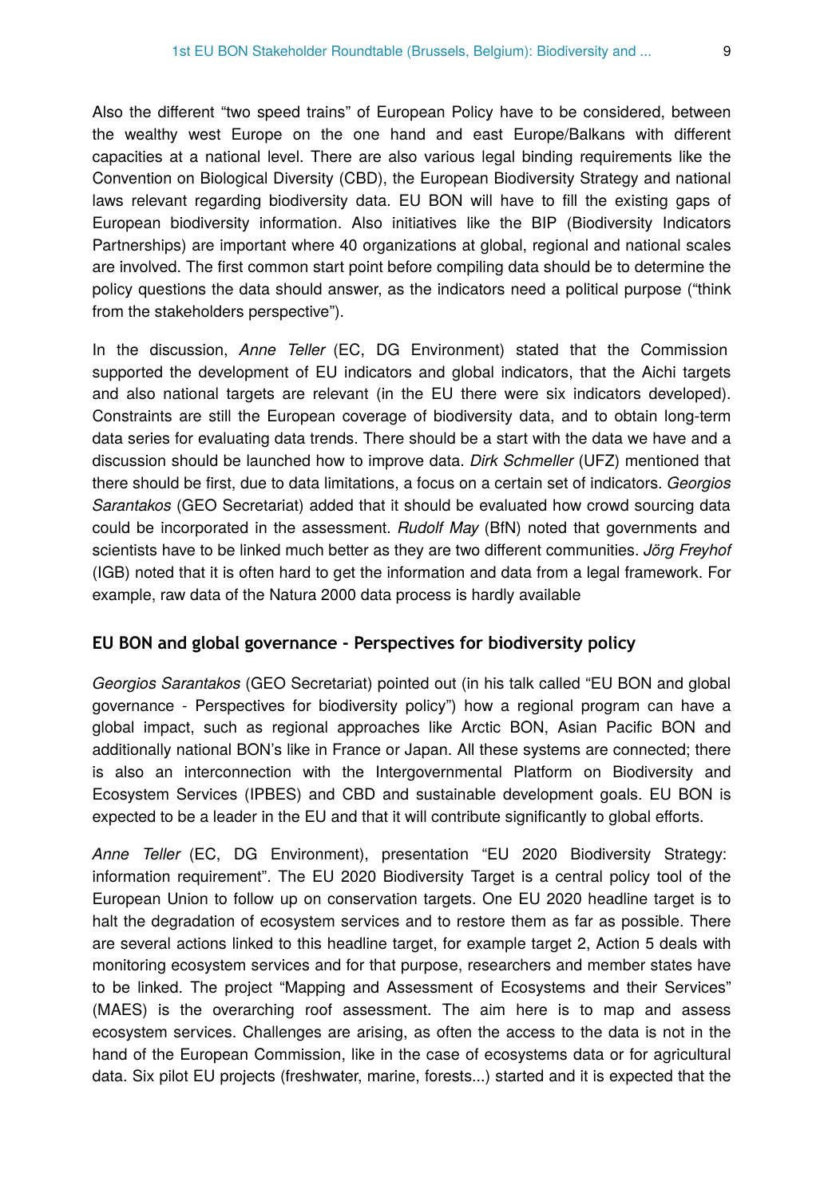Also the different "two speed trains" of European Policy have to be considered, between the wealthy west Europe on the one hand and east Europe/Balkans with different capacities at a national level. There are also various legal binding requirements like the Convention on Biological Diversity (CBD), the European Biodiversity Strategy and national laws relevant regarding biodiversity data. EU BON will have to fill the existing gaps of European biodiversity information. Also initiatives like the BIP (Biodiversity Indicators Partnerships) are important where 40 organizations at global, regional and national scales are involved. The first common start point before compiling data should be to determine the policy questions the data should answer, as the indicators need a political purpose ("think from the stakeholders perspective").

In the discussion, *Anne Teller* (EC, DG Environment) stated that the Commission supported the development of EU indicators and global indicators, that the Aichi targets and also national targets are relevant (in the EU there were six indicators developed). Constraints are still the European coverage of biodiversity data, and to obtain long-term data series for evaluating data trends. There should be a start with the data we have and a discussion should be launched how to improve data. *Dirk Schmeller* (UFZ) mentioned that there should be first, due to data limitations, a focus on a certain set of indicators. *Georgios Sarantakos* (GEO Secretariat) added that it should be evaluated how crowd sourcing data could be incorporated in the assessment. *Rudolf May* (BfN) noted that governments and scientists have to be linked much better as they are two different communities. *Jörg Freyhof* (IGB) noted that it is often hard to get the information and data from a legal framework. For example, raw data of the Natura 2000 data process is hardly available

## EU BON and global governance - Perspectives for biodiversity policy

*Georgios Sarantakos* (GEO Secretariat) pointed out (in his talk called "EU BON and global governance - Perspectives for biodiversity policy") how a regional program can have a global impact, such as regional approaches like Arctic BON, Asian Pacific BON and additionally national BON's like in France or Japan. All these systems are connected; there is also an interconnection with the Intergovernmental Platform on Biodiversity and Ecosystem Services (IPBES) and CBD and sustainable development goals. EU BON is expected to be a leader in the EU and that it will contribute significantly to global efforts.

*Anne Teller* (EC, DG Environment), presentation "EU 2020 Biodiversity Strategy: information requirement". The EU 2020 Biodiversity Target is a central policy tool of the European Union to follow up on conservation targets. One EU 2020 headline target is to halt the degradation of ecosystem services and to restore them as far as possible. There are several actions linked to this headline target, for example target 2, Action 5 deals with monitoring ecosystem services and for that purpose, researchers and member states have to be linked. The project "Mapping and Assessment of Ecosystems and their Services" (MAES) is the overarching roof assessment. The aim here is to map and assess ecosystem services. Challenges are arising, as often the access to the data is not in the hand of the European Commission, like in the case of ecosystems data or for agricultural data. Six pilot EU projects (freshwater, marine, forests...) started and it is expected that the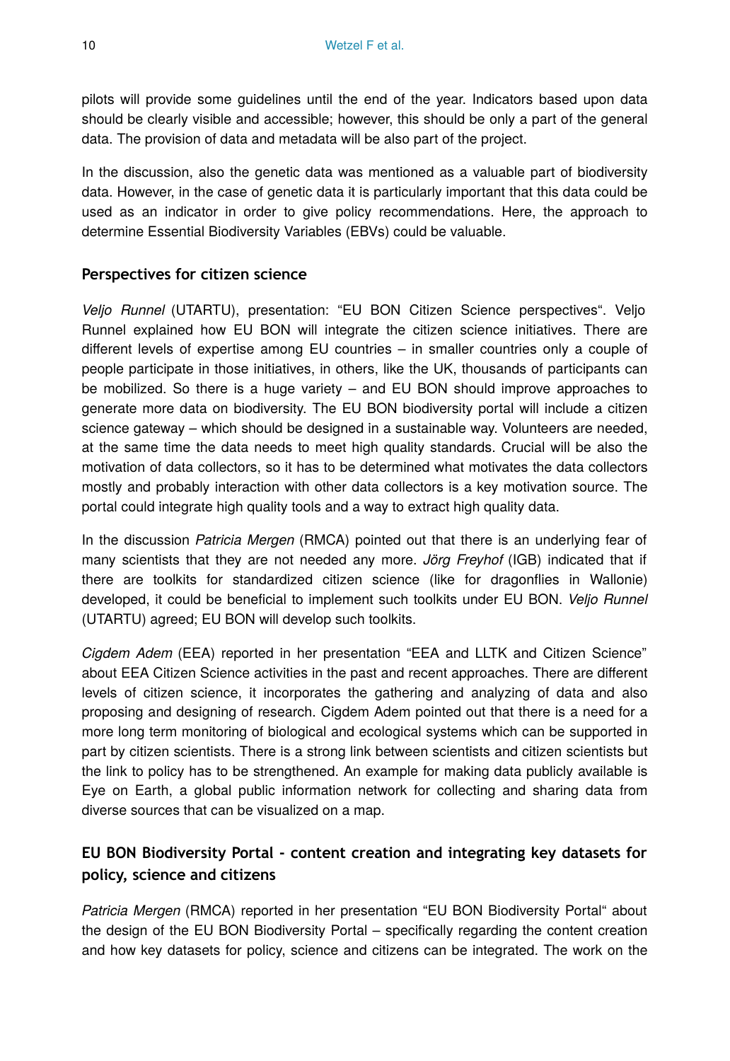pilots will provide some guidelines until the end of the year. Indicators based upon data should be clearly visible and accessible; however, this should be only a part of the general data. The provision of data and metadata will be also part of the project.

In the discussion, also the genetic data was mentioned as a valuable part of biodiversity data. However, in the case of genetic data it is particularly important that this data could be used as an indicator in order to give policy recommendations. Here, the approach to determine Essential Biodiversity Variables (EBVs) could be valuable.

### Perspectives for citizen science

*Veljo Runnel* (UTARTU), presentation: "EU BON Citizen Science perspectives". Veljo Runnel explained how EU BON will integrate the citizen science initiatives. There are different levels of expertise among EU countries – in smaller countries only a couple of people participate in those initiatives, in others, like the UK, thousands of participants can be mobilized. So there is a huge variety – and EU BON should improve approaches to generate more data on biodiversity. The EU BON biodiversity portal will include a citizen science gateway – which should be designed in a sustainable way. Volunteers are needed, at the same time the data needs to meet high quality standards. Crucial will be also the motivation of data collectors, so it has to be determined what motivates the data collectors mostly and probably interaction with other data collectors is a key motivation source. The portal could integrate high quality tools and a way to extract high quality data.

In the discussion *Patricia Mergen* (RMCA) pointed out that there is an underlying fear of many scientists that they are not needed any more. *Jörg Freyhof* (IGB) indicated that if there are toolkits for standardized citizen science (like for dragonflies in Wallonie) developed, it could be beneficial to implement such toolkits under EU BON. *Veljo Runnel* (UTARTU) agreed; EU BON will develop such toolkits.

*Cigdem Adem* (EEA) reported in her presentation "EEA and LLTK and Citizen Science" about EEA Citizen Science activities in the past and recent approaches. There are different levels of citizen science, it incorporates the gathering and analyzing of data and also proposing and designing of research. Cigdem Adem pointed out that there is a need for a more long term monitoring of biological and ecological systems which can be supported in part by citizen scientists. There is a strong link between scientists and citizen scientists but the link to policy has to be strengthened. An example for making data publicly available is Eye on Earth, a global public information network for collecting and sharing data from diverse sources that can be visualized on a map.

### EU BON Biodiversity Portal - content creation and integrating key datasets for policy, science and citizens

*Patricia Mergen* (RMCA) reported in her presentation "EU BON Biodiversity Portal" about the design of the EU BON Biodiversity Portal – specifically regarding the content creation and how key datasets for policy, science and citizens can be integrated. The work on the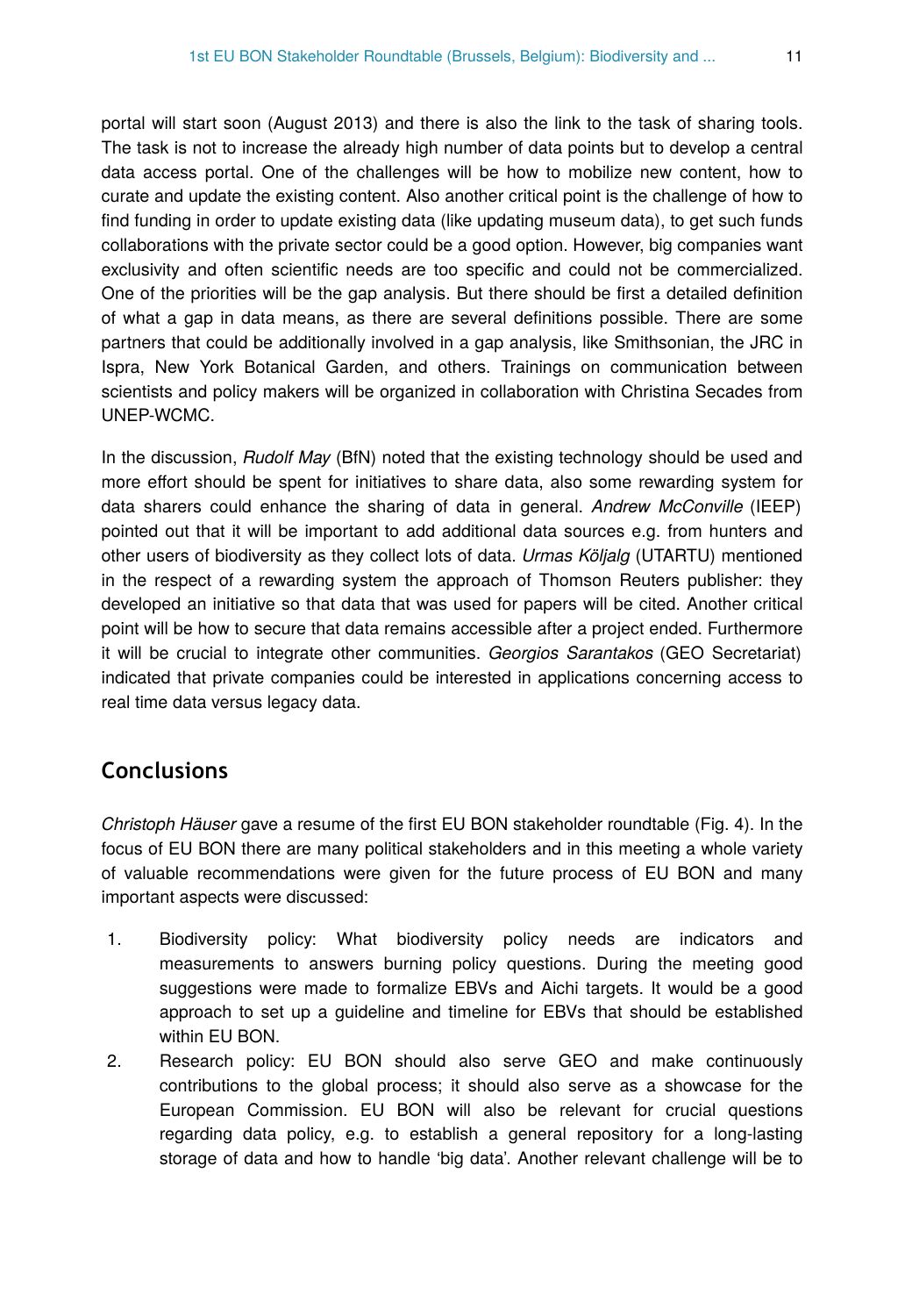portal will start soon (August 2013) and there is also the link to the task of sharing tools. The task is not to increase the already high number of data points but to develop a central data access portal. One of the challenges will be how to mobilize new content, how to curate and update the existing content. Also another critical point is the challenge of how to find funding in order to update existing data (like updating museum data), to get such funds collaborations with the private sector could be a good option. However, big companies want exclusivity and often scientific needs are too specific and could not be commercialized. One of the priorities will be the gap analysis. But there should be first a detailed definition of what a gap in data means, as there are several definitions possible. There are some partners that could be additionally involved in a gap analysis, like Smithsonian, the JRC in Ispra, New York Botanical Garden, and others. Trainings on communication between scientists and policy makers will be organized in collaboration with Christina Secades from UNEP-WCMC.

In the discussion, *Rudolf May* (BfN) noted that the existing technology should be used and more effort should be spent for initiatives to share data, also some rewarding system for data sharers could enhance the sharing of data in general. *Andrew McConville* (IEEP) pointed out that it will be important to add additional data sources e.g. from hunters and other users of biodiversity as they collect lots of data. *Urmas Köljalg* (UTARTU) mentioned in the respect of a rewarding system the approach of Thomson Reuters publisher: they developed an initiative so that data that was used for papers will be cited. Another critical point will be how to secure that data remains accessible after a project ended. Furthermore it will be crucial to integrate other communities. *Georgios Sarantakos* (GEO Secretariat) indicated that private companies could be interested in applications concerning access to real time data versus legacy data.

## Conclusions

*Christoph Häuser* gave a resume of the first EU BON stakeholder roundtable (Fig. 4). In the focus of EU BON there are many political stakeholders and in this meeting a whole variety of valuable recommendations were given for the future process of EU BON and many important aspects were discussed:

1. Biodiversity policy: What biodiversity policy needs are indicators and measurements to answers burning policy questions. During the meeting good suggestions were made to formalize EBVs and Aichi targets. It would be a good approach to set up a guideline and timeline for EBVs that should be established within EU BON.
2. Research policy: EU BON should also serve GEO and make continuously contributions to the global process; it should also serve as a showcase for the European Commission. EU BON will also be relevant for crucial questions regarding data policy, e.g. to establish a general repository for a long-lasting storage of data and how to handle 'big data'. Another relevant challenge will be to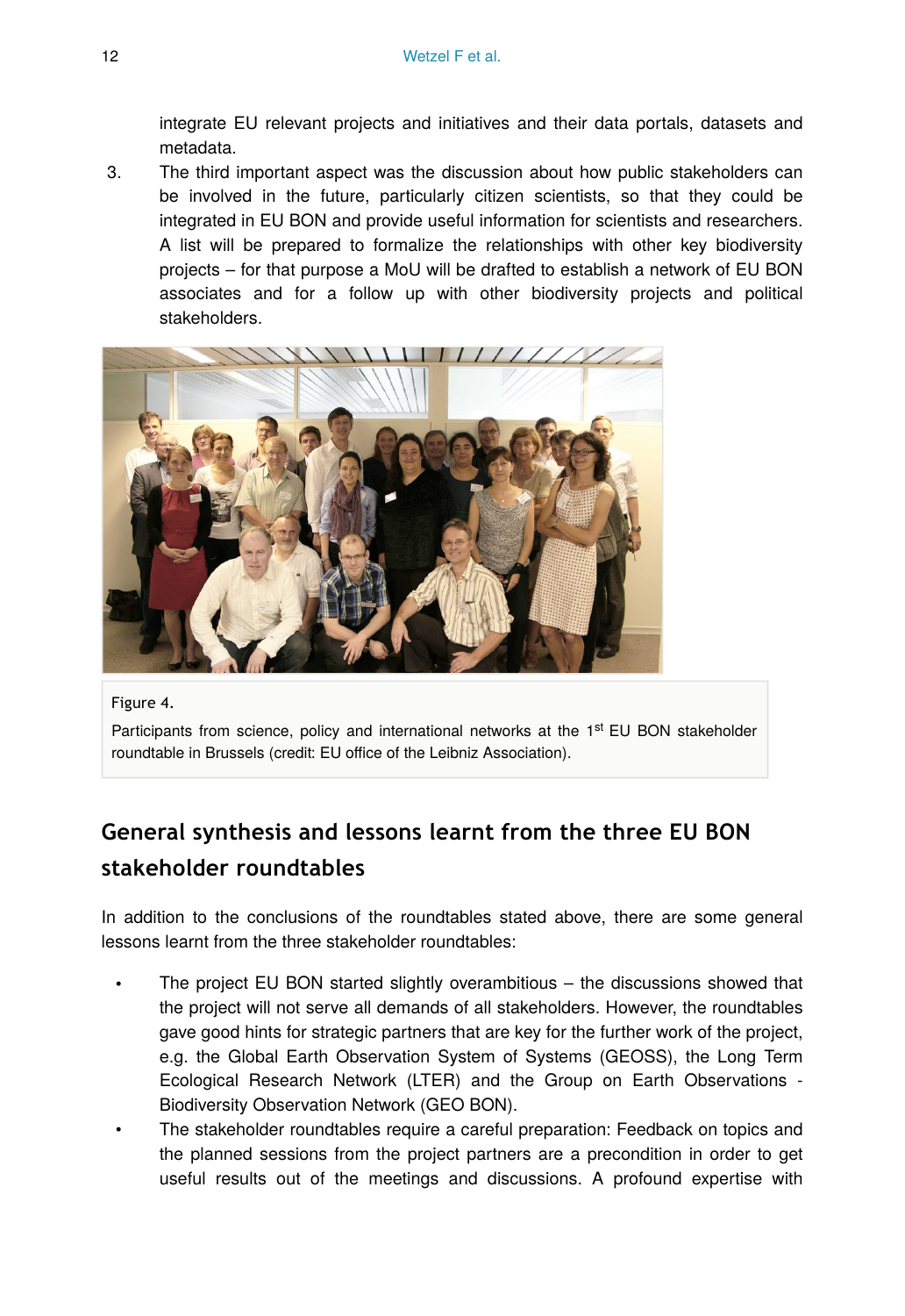integrate EU relevant projects and initiatives and their data portals, datasets and metadata.

3. The third important aspect was the discussion about how public stakeholders can be involved in the future, particularly citizen scientists, so that they could be integrated in EU BON and provide useful information for scientists and researchers. A list will be prepared to formalize the relationships with other key biodiversity projects – for that purpose a MoU will be drafted to establish a network of EU BON associates and for a follow up with other biodiversity projects and political stakeholders.

Figure 4.

Participants from science, policy and international networks at the 1st EU BON stakeholder roundtable in Brussels (credit: EU office of the Leibniz Association).

## General synthesis and lessons learnt from the three EU BON stakeholder roundtables

In addition to the conclusions of the roundtables stated above, there are some general lessons learnt from the three stakeholder roundtables:

- The project EU BON started slightly overambitious – the discussions showed that the project will not serve all demands of all stakeholders. However, the roundtables gave good hints for strategic partners that are key for the further work of the project, e.g. the Global Earth Observation System of Systems (GEOSS), the Long Term Ecological Research Network (LTER) and the Group on Earth Observations - Biodiversity Observation Network (GEO BON).
- The stakeholder roundtables require a careful preparation: Feedback on topics and the planned sessions from the project partners are a precondition in order to get useful results out of the meetings and discussions. A profound expertise with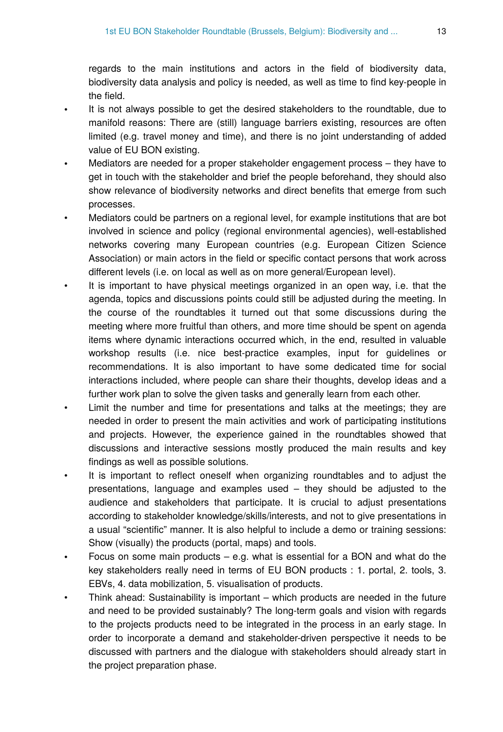regards to the main institutions and actors in the field of biodiversity data, biodiversity data analysis and policy is needed, as well as time to find key-people in the field.

- It is not always possible to get the desired stakeholders to the roundtable, due to manifold reasons: There are (still) language barriers existing, resources are often limited (e.g. travel money and time), and there is no joint understanding of added value of EU BON existing.
- Mediators are needed for a proper stakeholder engagement process – they have to get in touch with the stakeholder and brief the people beforehand, they should also show relevance of biodiversity networks and direct benefits that emerge from such processes.
- Mediators could be partners on a regional level, for example institutions that are bot involved in science and policy (regional environmental agencies), well-established networks covering many European countries (e.g. European Citizen Science Association) or main actors in the field or specific contact persons that work across different levels (i.e. on local as well as on more general/European level).
- It is important to have physical meetings organized in an open way, i.e. that the agenda, topics and discussions points could still be adjusted during the meeting. In the course of the roundtables it turned out that some discussions during the meeting where more fruitful than others, and more time should be spent on agenda items where dynamic interactions occurred which, in the end, resulted in valuable workshop results (i.e. nice best-practice examples, input for guidelines or recommendations. It is also important to have some dedicated time for social interactions included, where people can share their thoughts, develop ideas and a further work plan to solve the given tasks and generally learn from each other.
- Limit the number and time for presentations and talks at the meetings; they are needed in order to present the main activities and work of participating institutions and projects. However, the experience gained in the roundtables showed that discussions and interactive sessions mostly produced the main results and key findings as well as possible solutions.
- It is important to reflect oneself when organizing roundtables and to adjust the presentations, language and examples used – they should be adjusted to the audience and stakeholders that participate. It is crucial to adjust presentations according to stakeholder knowledge/skills/interests, and not to give presentations in a usual "scientific" manner. It is also helpful to include a demo or training sessions: Show (visually) the products (portal, maps) and tools.
- Focus on some main products – e.g. what is essential for a BON and what do the key stakeholders really need in terms of EU BON products : 1. portal, 2. tools, 3. EBVs, 4. data mobilization, 5. visualisation of products.
- Think ahead: Sustainability is important – which products are needed in the future and need to be provided sustainably? The long-term goals and vision with regards to the projects products need to be integrated in the process in an early stage. In order to incorporate a demand and stakeholder-driven perspective it needs to be discussed with partners and the dialogue with stakeholders should already start in the project preparation phase.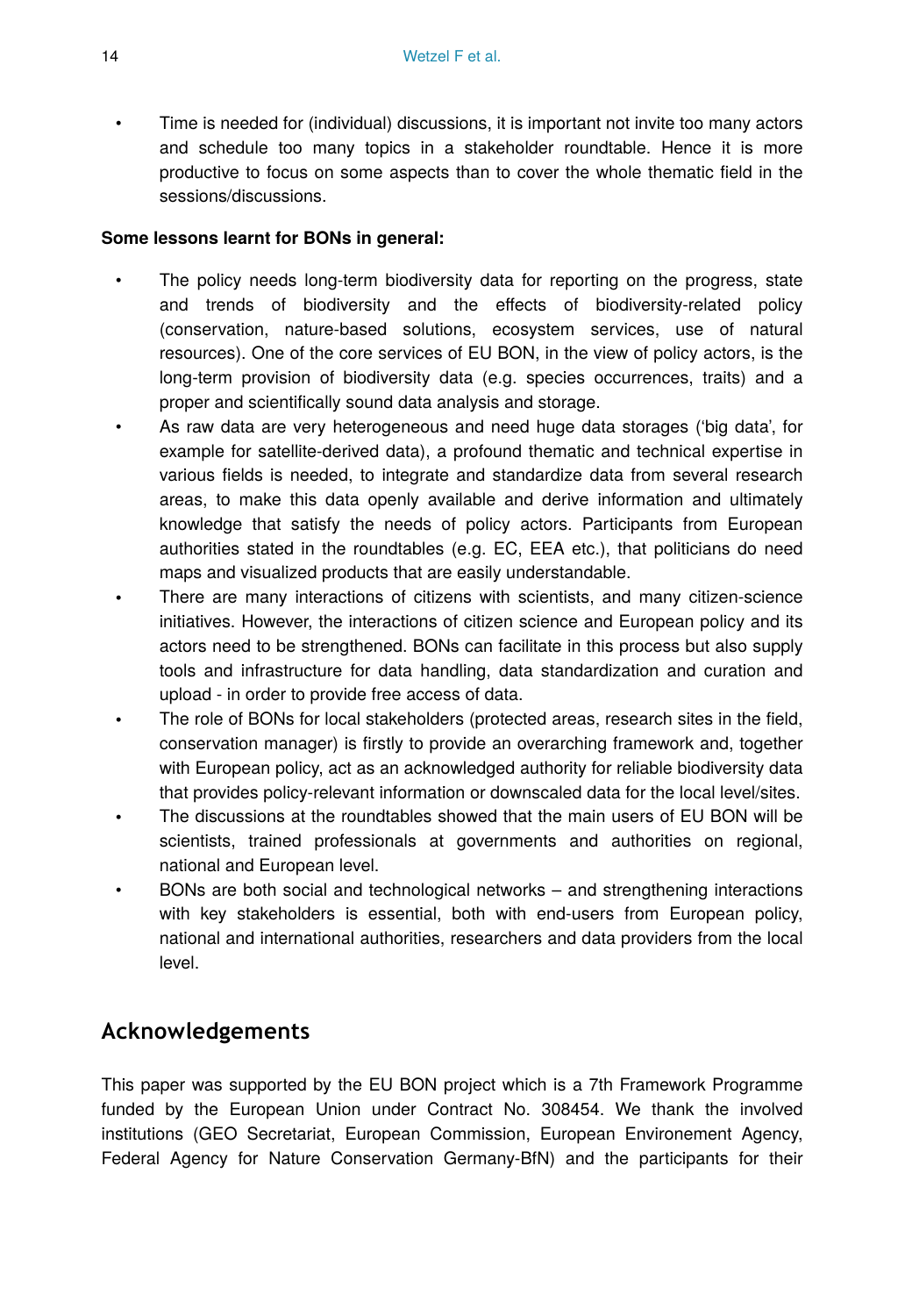- Time is needed for (individual) discussions, it is important not invite too many actors and schedule too many topics in a stakeholder roundtable. Hence it is more productive to focus on some aspects than to cover the whole thematic field in the sessions/discussions.

**Some lessons learnt for BONs in general:**

- The policy needs long-term biodiversity data for reporting on the progress, state and trends of biodiversity and the effects of biodiversity-related policy (conservation, nature-based solutions, ecosystem services, use of natural resources). One of the core services of EU BON, in the view of policy actors, is the long-term provision of biodiversity data (e.g. species occurrences, traits) and a proper and scientifically sound data analysis and storage.
- As raw data are very heterogeneous and need huge data storages ('big data', for example for satellite-derived data), a profound thematic and technical expertise in various fields is needed, to integrate and standardize data from several research areas, to make this data openly available and derive information and ultimately knowledge that satisfy the needs of policy actors. Participants from European authorities stated in the roundtables (e.g. EC, EEA etc.), that politicians do need maps and visualized products that are easily understandable.
- There are many interactions of citizens with scientists, and many citizen-science initiatives. However, the interactions of citizen science and European policy and its actors need to be strengthened. BONs can facilitate in this process but also supply tools and infrastructure for data handling, data standardization and curation and upload - in order to provide free access of data.
- The role of BONs for local stakeholders (protected areas, research sites in the field, conservation manager) is firstly to provide an overarching framework and, together with European policy, act as an acknowledged authority for reliable biodiversity data that provides policy-relevant information or downscaled data for the local level/sites.
- The discussions at the roundtables showed that the main users of EU BON will be scientists, trained professionals at governments and authorities on regional, national and European level.
- BONs are both social and technological networks – and strengthening interactions with key stakeholders is essential, both with end-users from European policy, national and international authorities, researchers and data providers from the local level.

## Acknowledgements

This paper was supported by the EU BON project which is a 7th Framework Programme funded by the European Union under Contract No. 308454. We thank the involved institutions (GEO Secretariat, European Commission, European Environement Agency, Federal Agency for Nature Conservation Germany-BfN) and the participants for their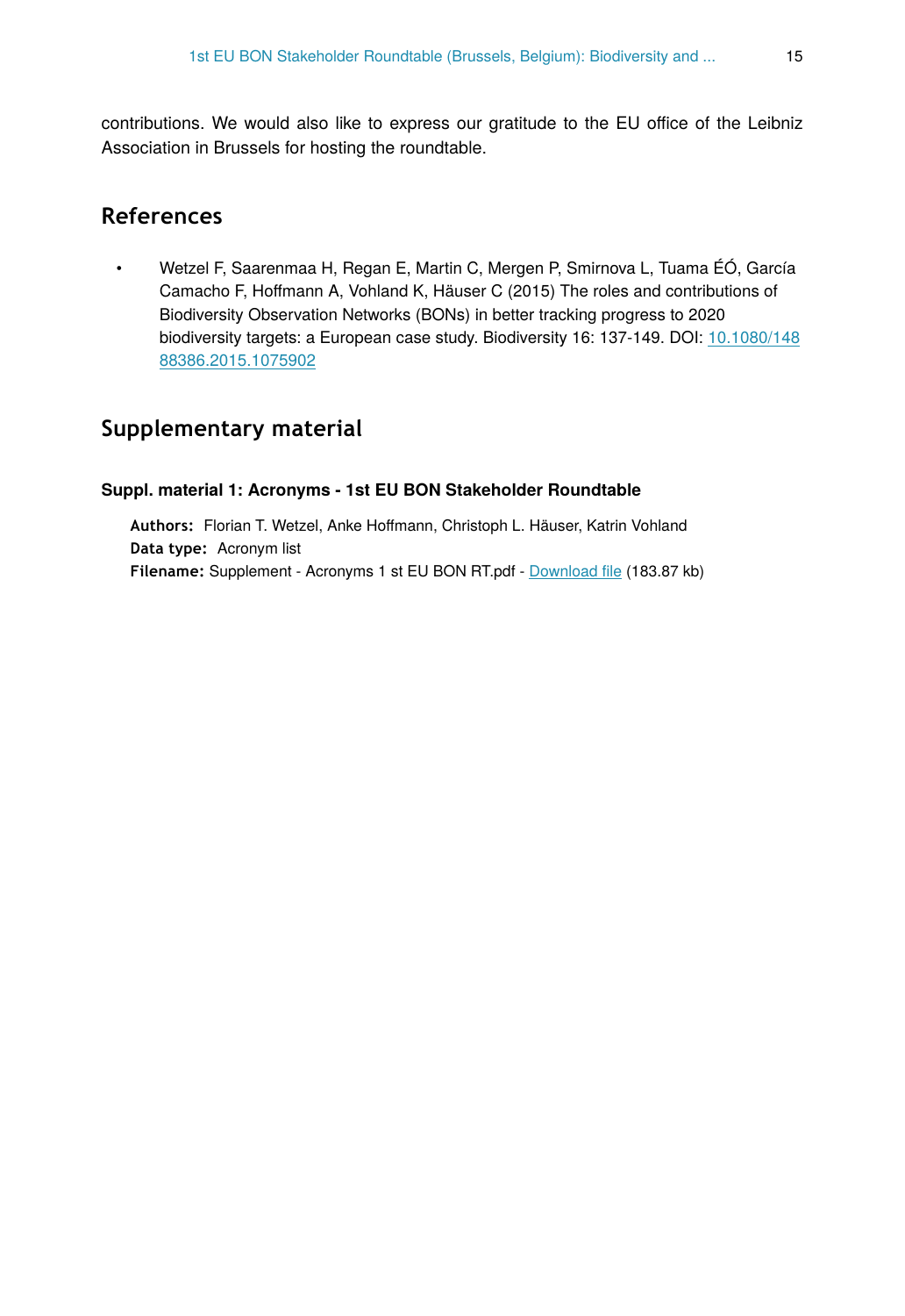contributions. We would also like to express our gratitude to the EU office of the Leibniz Association in Brussels for hosting the roundtable.

## References

- Wetzel F, Saarenmaa H, Regan E, Martin C, Mergen P, Smirnova L, Tuama ÉÓ, García Camacho F, Hoffmann A, Vohland K, Häuser C (2015) The roles and contributions of Biodiversity Observation Networks (BONs) in better tracking progress to 2020 biodiversity targets: a European case study. Biodiversity 16: 137-149. DOI: [10.1080/14888386.2015.1075902](https://doi.org/10.1080/14888386.2015.1075902)

## Supplementary material

### Suppl. material 1: Acronyms - 1st EU BON Stakeholder Roundtable

**Authors:** Florian T. Wetzel, Anke Hoffmann, Christoph L. Häuser, Katrin Vohland
**Data type:** Acronym list
**Filename:** Supplement - Acronyms 1 st EU BON RT.pdf - Download file (183.87 kb)